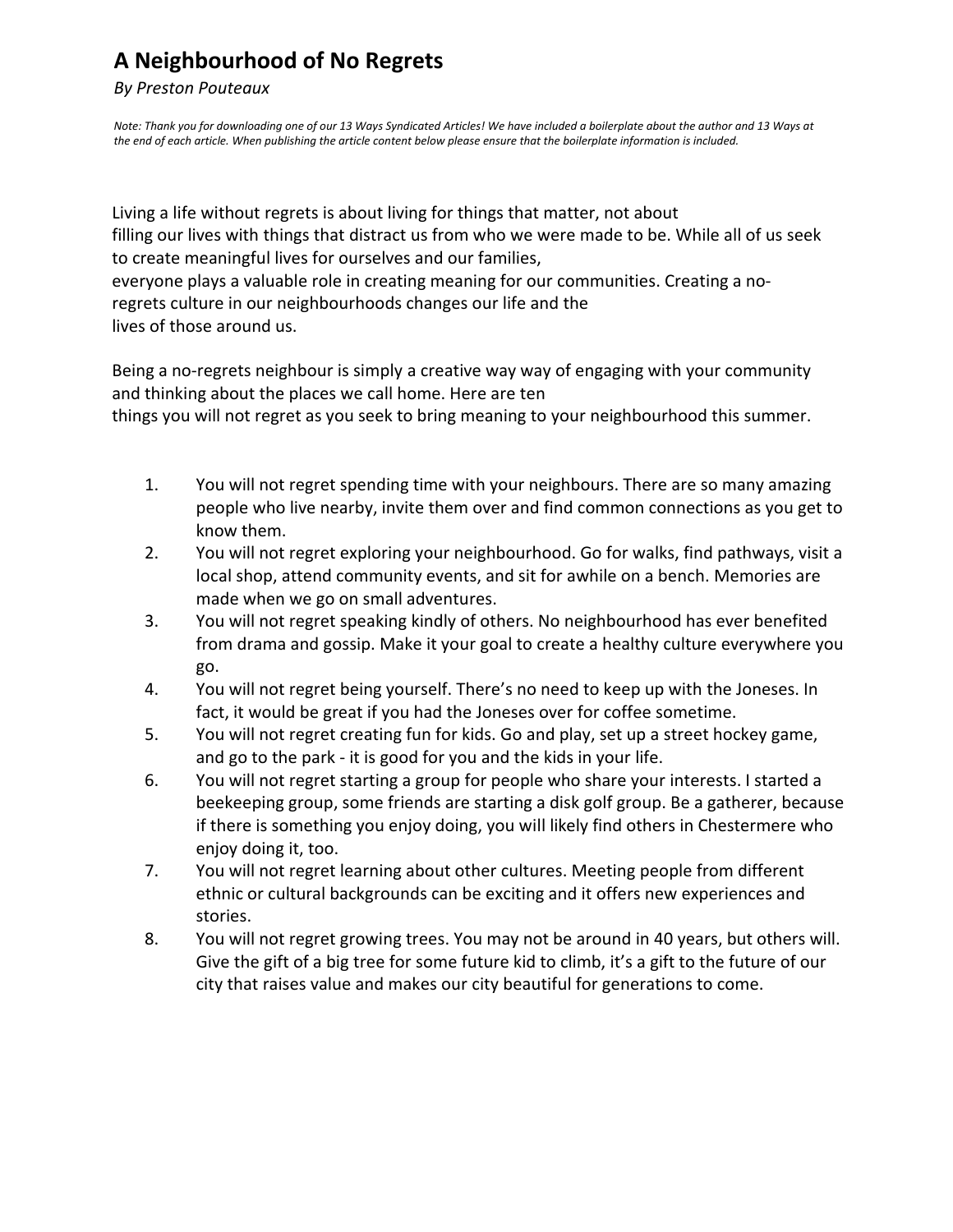# A Neighbourhood of No Regrets

*By Preston Pouteaux*

*Note: Thank you for downloading one of our 13 Ways Syndicated Articles! We have included a boilerplate about the author and 13 Ways at the end of each article. When publishing the article content below please ensure that the boilerplate information is included.*

Living a life without regrets is about living for things that matter, not about filling our lives with things that distract us from who we were made to be. While all of us seek to create meaningful lives for ourselves and our families, everyone plays a valuable role in creating meaning for our communities. Creating a no-regrets culture in our neighbourhoods changes our life and the lives of those around us.

Being a no-regrets neighbour is simply a creative way way of engaging with your community and thinking about the places we call home. Here are ten things you will not regret as you seek to bring meaning to your neighbourhood this summer.

1. You will not regret spending time with your neighbours. There are so many amazing people who live nearby, invite them over and find common connections as you get to know them.
2. You will not regret exploring your neighbourhood. Go for walks, find pathways, visit a local shop, attend community events, and sit for awhile on a bench. Memories are made when we go on small adventures.
3. You will not regret speaking kindly of others. No neighbourhood has ever benefited from drama and gossip. Make it your goal to create a healthy culture everywhere you go.
4. You will not regret being yourself. There's no need to keep up with the Joneses. In fact, it would be great if you had the Joneses over for coffee sometime.
5. You will not regret creating fun for kids. Go and play, set up a street hockey game, and go to the park - it is good for you and the kids in your life.
6. You will not regret starting a group for people who share your interests. I started a beekeeping group, some friends are starting a disk golf group. Be a gatherer, because if there is something you enjoy doing, you will likely find others in Chestermere who enjoy doing it, too.
7. You will not regret learning about other cultures. Meeting people from different ethnic or cultural backgrounds can be exciting and it offers new experiences and stories.
8. You will not regret growing trees. You may not be around in 40 years, but others will. Give the gift of a big tree for some future kid to climb, it's a gift to the future of our city that raises value and makes our city beautiful for generations to come.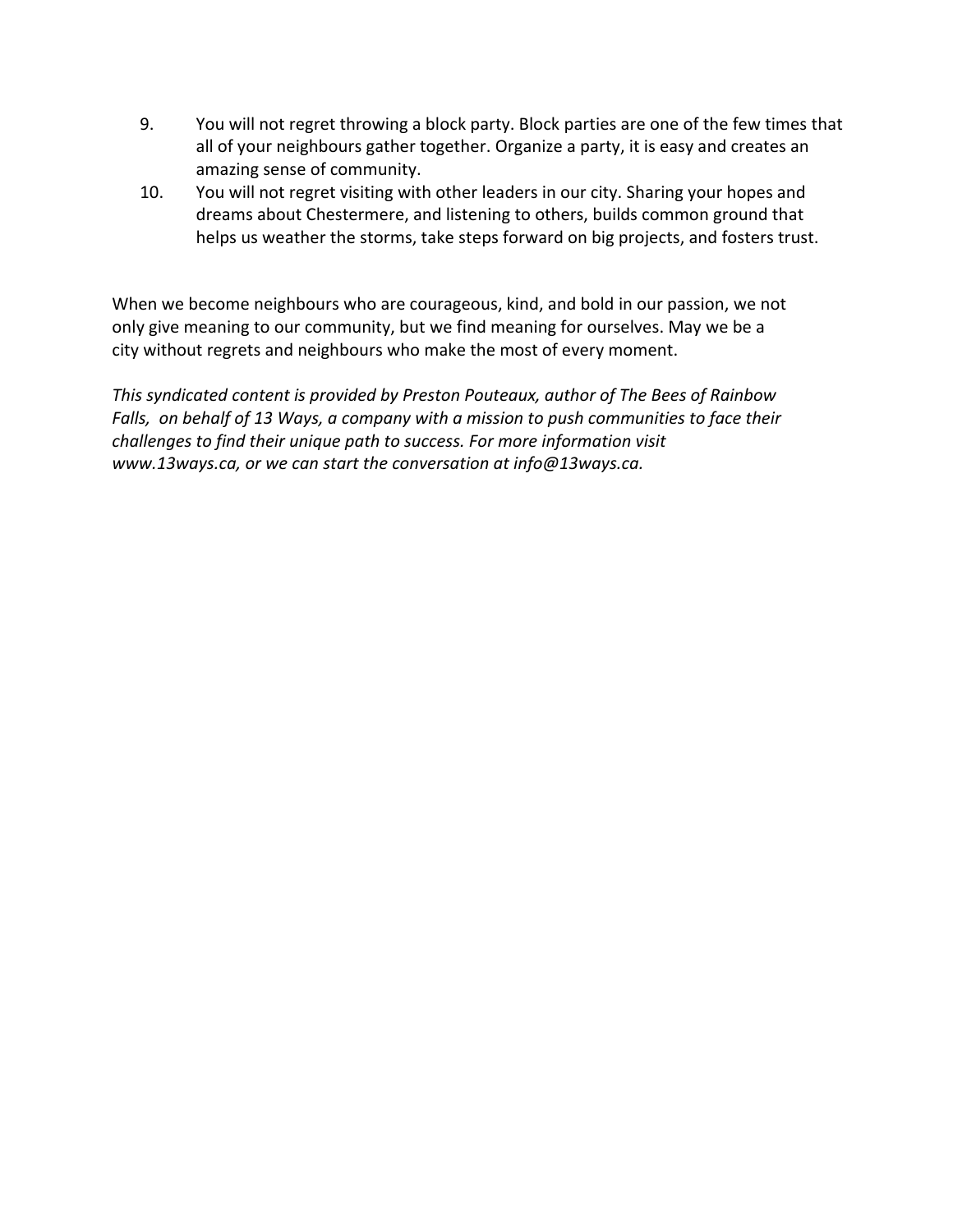9. You will not regret throwing a block party. Block parties are one of the few times that all of your neighbours gather together. Organize a party, it is easy and creates an amazing sense of community.
10. You will not regret visiting with other leaders in our city. Sharing your hopes and dreams about Chestermere, and listening to others, builds common ground that helps us weather the storms, take steps forward on big projects, and fosters trust.

When we become neighbours who are courageous, kind, and bold in our passion, we not only give meaning to our community, but we find meaning for ourselves. May we be a city without regrets and neighbours who make the most of every moment.

*This syndicated content is provided by Preston Pouteaux, author of The Bees of Rainbow Falls, on behalf of 13 Ways, a company with a mission to push communities to face their challenges to find their unique path to success. For more information visit www.13ways.ca, or we can start the conversation at info@13ways.ca.*